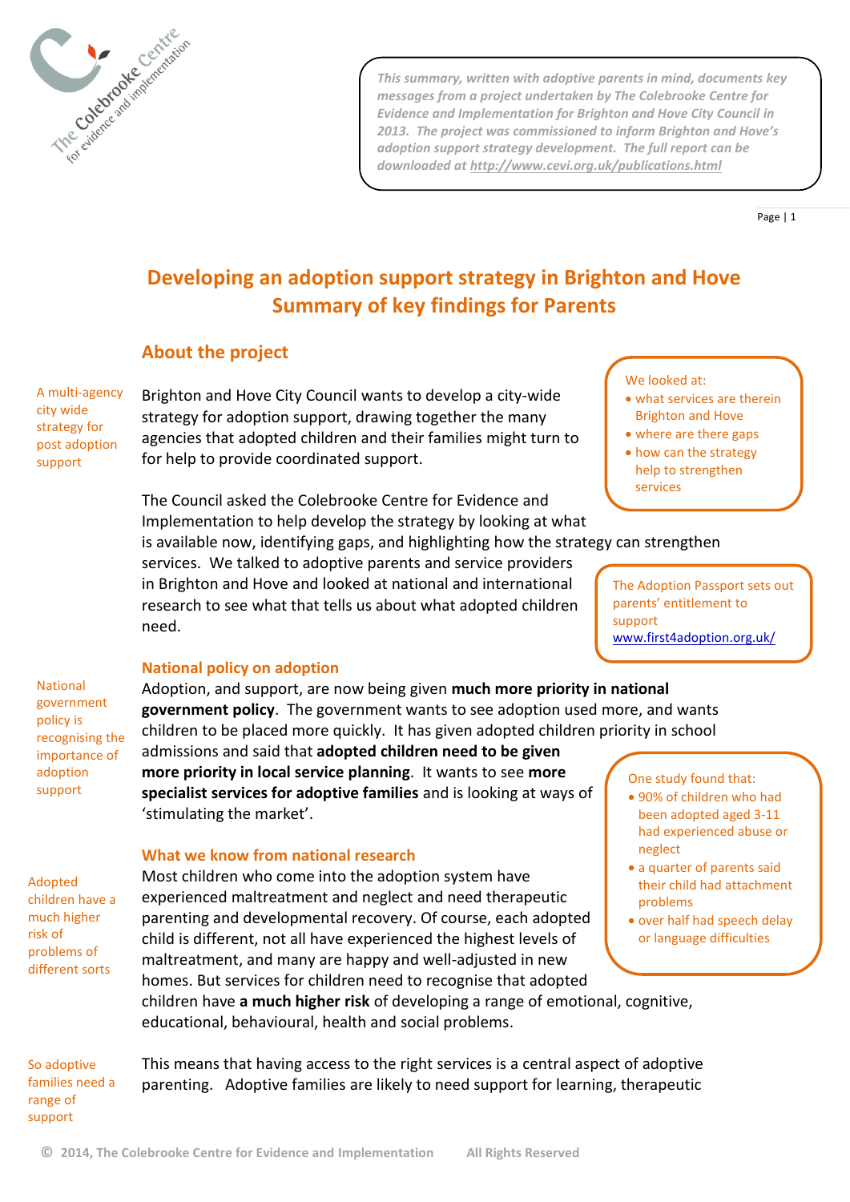*This summary, written with adoptive parents in mind, documents key messages from a project undertaken by The Colebrooke Centre for Evidence and Implementation for Brighton and Hove City Council in 2013. The project was commissioned to inform Brighton and Hove's adoption support strategy development. The full report can be downloaded at http://www.cevi.org.uk/publications.html*

# Developing an adoption support strategy in Brighton and Hove
# Summary of key findings for Parents

## About the project

A multi-agency city wide strategy for post adoption support

Brighton and Hove City Council wants to develop a city-wide strategy for adoption support, drawing together the many agencies that adopted children and their families might turn to for help to provide coordinated support.

We looked at:
- what services are therein Brighton and Hove
- where are there gaps
- how can the strategy help to strengthen services

The Council asked the Colebrooke Centre for Evidence and Implementation to help develop the strategy by looking at what is available now, identifying gaps, and highlighting how the strategy can strengthen services. We talked to adoptive parents and service providers in Brighton and Hove and looked at national and international research to see what that tells us about what adopted children need.

The Adoption Passport sets out parents' entitlement to support www.first4adoption.org.uk/

### National policy on adoption

National government policy is recognising the importance of adoption support

Adoption, and support, are now being given **much more priority in national government policy**. The government wants to see adoption used more, and wants children to be placed more quickly. It has given adopted children priority in school admissions and said that **adopted children need to be given more priority in local service planning**. It wants to see **more specialist services for adoptive families** and is looking at ways of 'stimulating the market'.

One study found that:
- 90% of children who had been adopted aged 3-11 had experienced abuse or neglect
- a quarter of parents said their child had attachment problems
- over half had speech delay or language difficulties

### What we know from national research

Adopted children have a much higher risk of problems of different sorts

Most children who come into the adoption system have experienced maltreatment and neglect and need therapeutic parenting and developmental recovery. Of course, each adopted child is different, not all have experienced the highest levels of maltreatment, and many are happy and well-adjusted in new homes. But services for children need to recognise that adopted children have **a much higher risk** of developing a range of emotional, cognitive, educational, behavioural, health and social problems.

So adoptive families need a range of support

This means that having access to the right services is a central aspect of adoptive parenting. Adoptive families are likely to need support for learning, therapeutic

© 2014, The Colebrooke Centre for Evidence and Implementation All Rights Reserved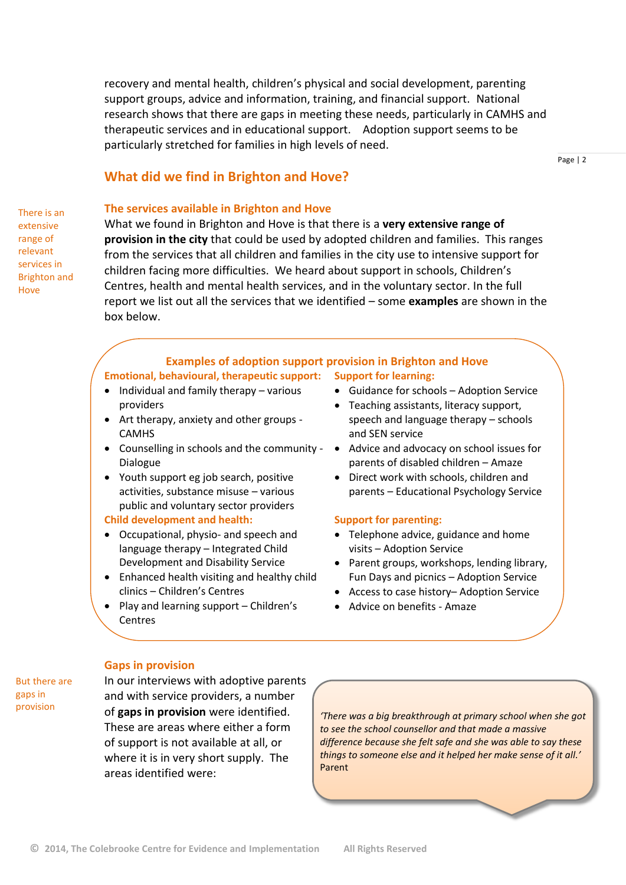recovery and mental health, children's physical and social development, parenting support groups, advice and information, training, and financial support. National research shows that there are gaps in meeting these needs, particularly in CAMHS and therapeutic services and in educational support. Adoption support seems to be particularly stretched for families in high levels of need.

## What did we find in Brighton and Hove?

### The services available in Brighton and Hove

There is an extensive range of relevant services in Brighton and Hove

What we found in Brighton and Hove is that there is a **very extensive range of provision in the city** that could be used by adopted children and families. This ranges from the services that all children and families in the city use to intensive support for children facing more difficulties. We heard about support in schools, Children's Centres, health and mental health services, and in the voluntary sector. In the full report we list out all the services that we identified – some **examples** are shown in the box below.

**Examples of adoption support provision in Brighton and Hove**

**Emotional, behavioural, therapeutic support:**

- Individual and family therapy – various providers
- Art therapy, anxiety and other groups - CAMHS
- Counselling in schools and the community - Dialogue
- Youth support eg job search, positive activities, substance misuse – various public and voluntary sector providers

**Child development and health:**

- Occupational, physio- and speech and language therapy – Integrated Child Development and Disability Service
- Enhanced health visiting and healthy child clinics – Children's Centres
- Play and learning support – Children's Centres

**Support for learning:**

- Guidance for schools – Adoption Service
- Teaching assistants, literacy support, speech and language therapy – schools and SEN service
- Advice and advocacy on school issues for parents of disabled children – Amaze
- Direct work with schools, children and parents – Educational Psychology Service

**Support for parenting:**

- Telephone advice, guidance and home visits – Adoption Service
- Parent groups, workshops, lending library, Fun Days and picnics – Adoption Service
- Access to case history– Adoption Service
- Advice on benefits - Amaze

### Gaps in provision

But there are gaps in provision

In our interviews with adoptive parents and with service providers, a number of **gaps in provision** were identified. These are areas where either a form of support is not available at all, or where it is in very short supply. The areas identified were:

*'There was a big breakthrough at primary school when she got to see the school counsellor and that made a massive difference because she felt safe and she was able to say these things to someone else and it helped her make sense of it all.'* Parent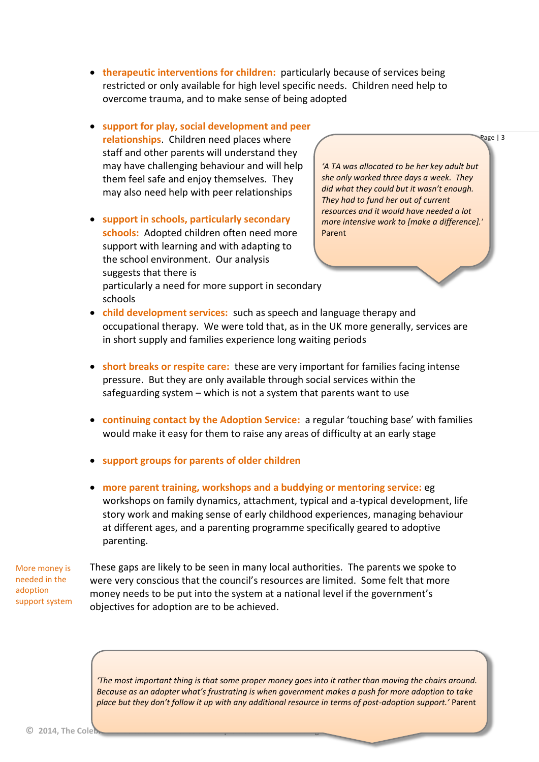- **therapeutic interventions for children:** particularly because of services being restricted or only available for high level specific needs. Children need help to overcome trauma, and to make sense of being adopted

- **support for play, social development and peer relationships**. Children need places where staff and other parents will understand they may have challenging behaviour and will help them feel safe and enjoy themselves. They may also need help with peer relationships

- **support in schools, particularly secondary schools:** Adopted children often need more support with learning and with adapting to the school environment. Our analysis suggests that there is particularly a need for more support in secondary schools

> *'A TA was allocated to be her key adult but she only worked three days a week. They did what they could but it wasn't enough. They had to fund her out of current resources and it would have needed a lot more intensive work to [make a difference].'* Parent

- **child development services:** such as speech and language therapy and occupational therapy. We were told that, as in the UK more generally, services are in short supply and families experience long waiting periods

- **short breaks or respite care:** these are very important for families facing intense pressure. But they are only available through social services within the safeguarding system – which is not a system that parents want to use

- **continuing contact by the Adoption Service:** a regular 'touching base' with families would make it easy for them to raise any areas of difficulty at an early stage

- **support groups for parents of older children**

- **more parent training, workshops and a buddying or mentoring service:** eg workshops on family dynamics, attachment, typical and a-typical development, life story work and making sense of early childhood experiences, managing behaviour at different ages, and a parenting programme specifically geared to adoptive parenting.

More money is needed in the adoption support system

These gaps are likely to be seen in many local authorities. The parents we spoke to were very conscious that the council's resources are limited. Some felt that more money needs to be put into the system at a national level if the government's objectives for adoption are to be achieved.

> *'The most important thing is that some proper money goes into it rather than moving the chairs around. Because as an adopter what's frustrating is when government makes a push for more adoption to take place but they don't follow it up with any additional resource in terms of post-adoption support.'* Parent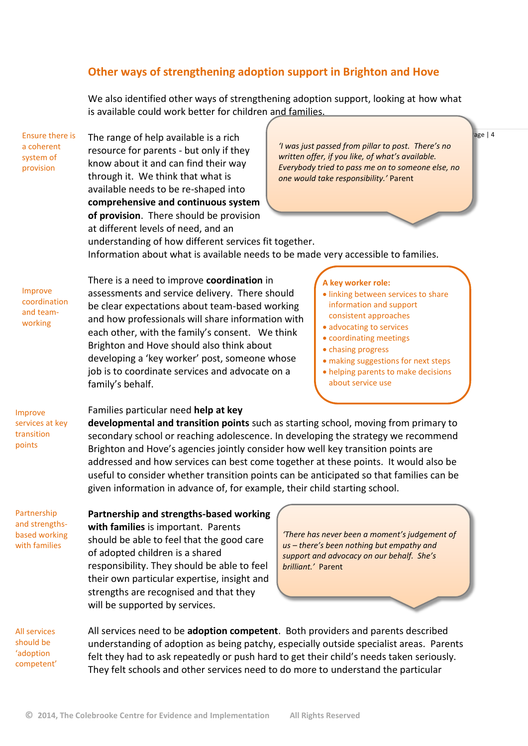## Other ways of strengthening adoption support in Brighton and Hove

We also identified other ways of strengthening adoption support, looking at how what is available could work better for children and families.

Ensure there is a coherent system of provision

The range of help available is a rich resource for parents - but only if they know about it and can find their way through it. We think that what is available needs to be re-shaped into **comprehensive and continuous system of provision**. There should be provision at different levels of need, and an understanding of how different services fit together. Information about what is available needs to be made very accessible to families.

> *'I was just passed from pillar to post. There's no written offer, if you like, of what's available. Everybody tried to pass me on to someone else, no one would take responsibility.'* Parent

Improve coordination and team-working

There is a need to improve **coordination** in assessments and service delivery. There should be clear expectations about team-based working and how professionals will share information with each other, with the family's consent. We think Brighton and Hove should also think about developing a 'key worker' post, someone whose job is to coordinate services and advocate on a family's behalf.

**A key worker role:**

- linking between services to share information and support consistent approaches
- advocating to services
- coordinating meetings
- chasing progress
- making suggestions for next steps
- helping parents to make decisions about service use

Improve services at key transition points

Families particular need **help at key developmental and transition points** such as starting school, moving from primary to secondary school or reaching adolescence. In developing the strategy we recommend Brighton and Hove's agencies jointly consider how well key transition points are addressed and how services can best come together at these points. It would also be useful to consider whether transition points can be anticipated so that families can be given information in advance of, for example, their child starting school.

Partnership and strengths-based working with families

**Partnership and strengths-based working with families** is important. Parents should be able to feel that the good care of adopted children is a shared responsibility. They should be able to feel their own particular expertise, insight and strengths are recognised and that they will be supported by services.

> *'There has never been a moment's judgement of us – there's been nothing but empathy and support and advocacy on our behalf. She's brilliant.'* Parent

All services should be 'adoption competent'

All services need to be **adoption competent**. Both providers and parents described understanding of adoption as being patchy, especially outside specialist areas. Parents felt they had to ask repeatedly or push hard to get their child's needs taken seriously. They felt schools and other services need to do more to understand the particular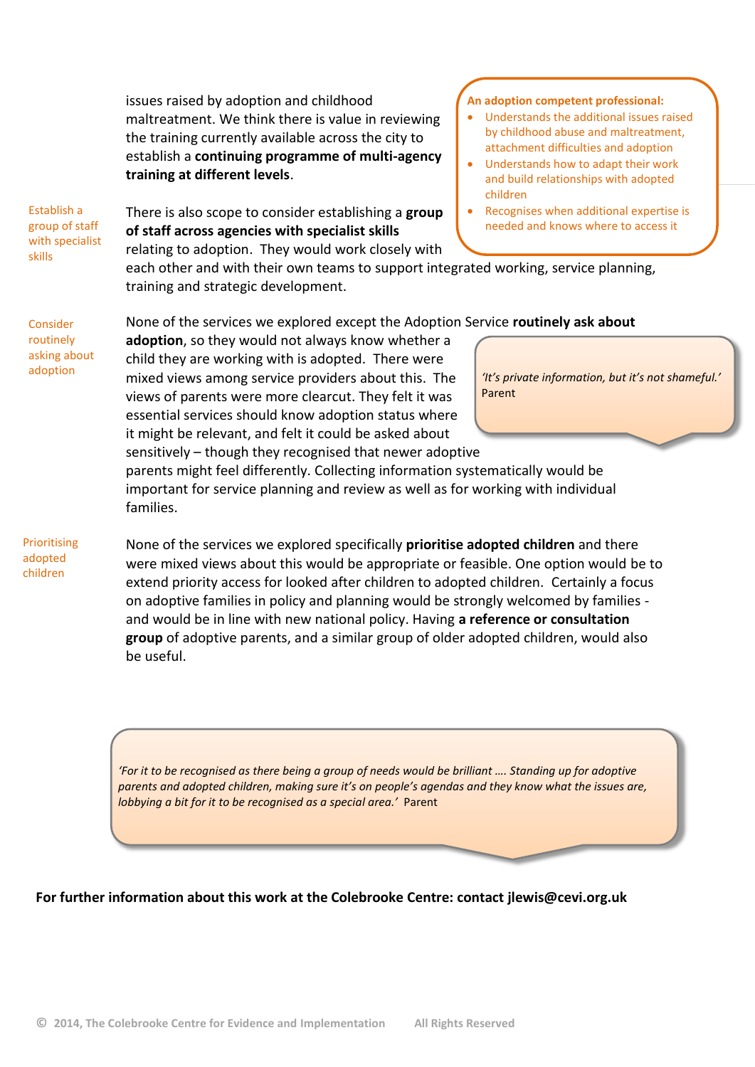issues raised by adoption and childhood maltreatment. We think there is value in reviewing the training currently available across the city to establish a **continuing programme of multi-agency training at different levels**.

**An adoption competent professional:**

- Understands the additional issues raised by childhood abuse and maltreatment, attachment difficulties and adoption
- Understands how to adapt their work and build relationships with adopted children
- Recognises when additional expertise is needed and knows where to access it

Establish a group of staff with specialist skills

There is also scope to consider establishing a **group of staff across agencies with specialist skills** relating to adoption. They would work closely with each other and with their own teams to support integrated working, service planning, training and strategic development.

Consider routinely asking about adoption

None of the services we explored except the Adoption Service **routinely ask about adoption**, so they would not always know whether a child they are working with is adopted. There were mixed views among service providers about this. The views of parents were more clearcut. They felt it was essential services should know adoption status where it might be relevant, and felt it could be asked about sensitively – though they recognised that newer adoptive parents might feel differently. Collecting information systematically would be important for service planning and review as well as for working with individual families.

*'It's private information, but it's not shameful.'* Parent

Prioritising adopted children

None of the services we explored specifically **prioritise adopted children** and there were mixed views about this would be appropriate or feasible. One option would be to extend priority access for looked after children to adopted children. Certainly a focus on adoptive families in policy and planning would be strongly welcomed by families - and would be in line with new national policy. Having **a reference or consultation group** of adoptive parents, and a similar group of older adopted children, would also be useful.

*'For it to be recognised as there being a group of needs would be brilliant …. Standing up for adoptive parents and adopted children, making sure it's on people's agendas and they know what the issues are, lobbying a bit for it to be recognised as a special area.'* Parent

**For further information about this work at the Colebrooke Centre: contact jlewis@cevi.org.uk**

© 2014, The Colebrooke Centre for Evidence and Implementation All Rights Reserved